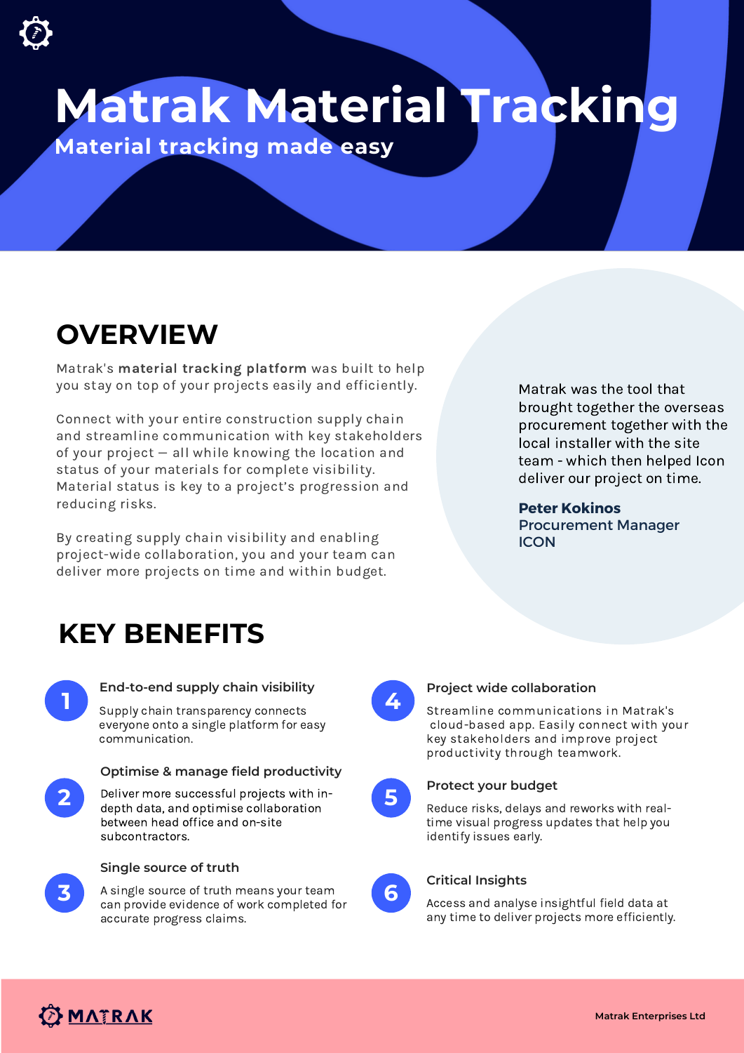# Matrak Material Tracking

## Material tracking made easy

## OVERVIEW

Matrak's **material tracking platform** was built to help you stay on top of your projects easily and efficiently.

Connect with your entire construction supply chain and streamline communication with key stakeholders of your project — all while knowing the location and status of your materials for complete visibility. Material status is key to a project's progression and reducing risks.

By creating supply chain visibility and enabling project-wide collaboration, you and your team can deliver more projects on time and within budget.

> Matrak was the tool that brought together the overseas procurement together with the local installer with the site team - which then helped Icon deliver our project on time.
>
> **Peter Kokinos**
> Procurement Manager
> ICON

## KEY BENEFITS

1. **End-to-end supply chain visibility**

   Supply chain transparency connects everyone onto a single platform for easy communication.

2. **Optimise & manage field productivity**

   Deliver more successful projects with in-depth data, and optimise collaboration between head office and on-site subcontractors.

3. **Single source of truth**

   A single source of truth means your team can provide evidence of work completed for accurate progress claims.

4. **Project wide collaboration**

   Streamline communications in Matrak's cloud-based app. Easily connect with your key stakeholders and improve project productivity through teamwork.

5. **Protect your budget**

   Reduce risks, delays and reworks with real-time visual progress updates that help you identify issues early.

6. **Critical Insights**

   Access and analyse insightful field data at any time to deliver projects more efficiently.

MATRAK

Matrak Enterprises Ltd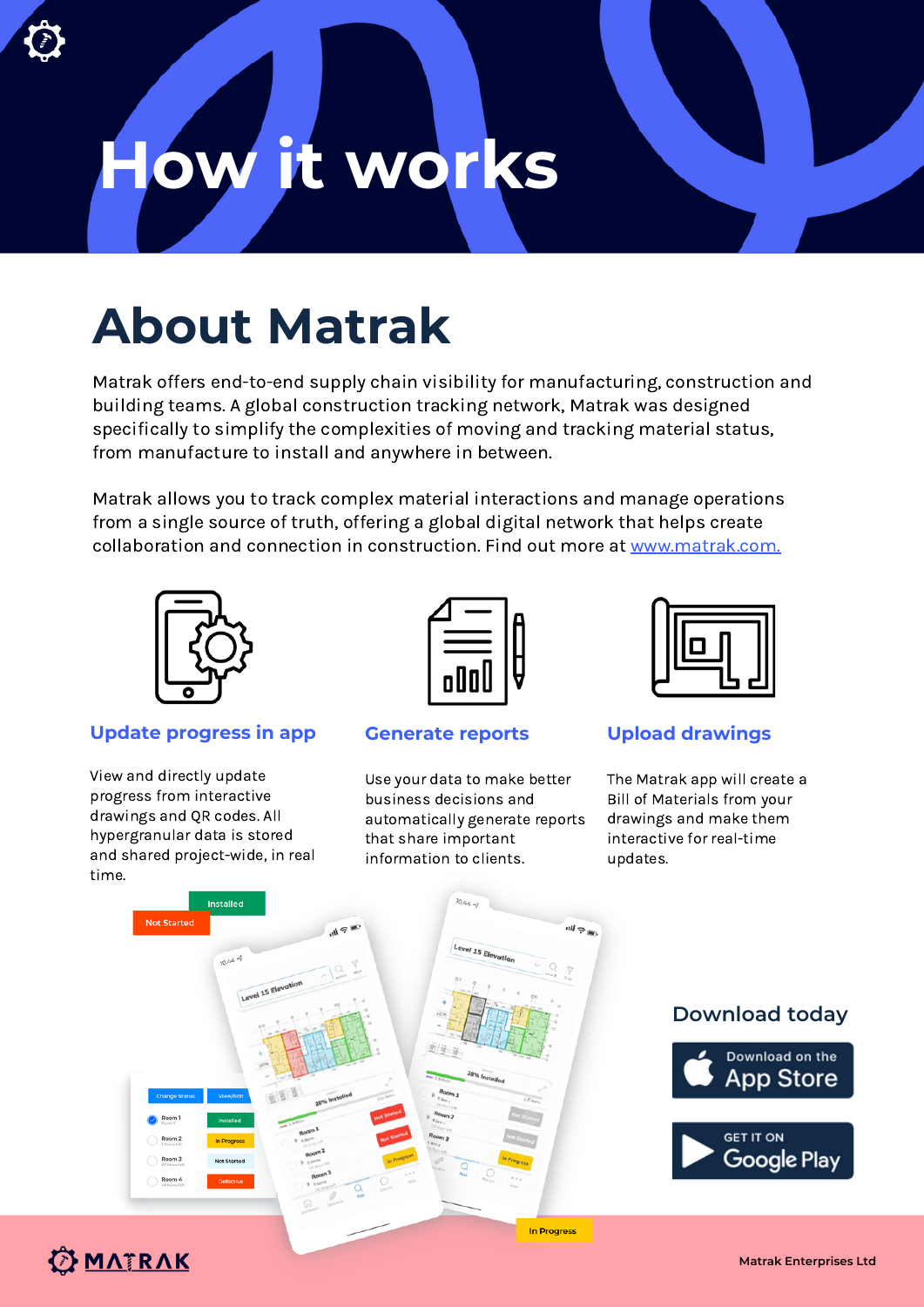# How it works

## About Matrak

Matrak offers end-to-end supply chain visibility for manufacturing, construction and building teams. A global construction tracking network, Matrak was designed specifically to simplify the complexities of moving and tracking material status, from manufacture to install and anywhere in between.

Matrak allows you to track complex material interactions and manage operations from a single source of truth, offering a global digital network that helps create collaboration and connection in construction. Find out more at www.matrak.com.

### Update progress in app

View and directly update progress from interactive drawings and QR codes. All hypergranular data is stored and shared project-wide, in real time.

### Generate reports

Use your data to make better business decisions and automatically generate reports that share important information to clients.

### Upload drawings

The Matrak app will create a Bill of Materials from your drawings and make them interactive for real-time updates.

### Download today

Download on the App Store

GET IT ON Google Play

MATRAK

Matrak Enterprises Ltd